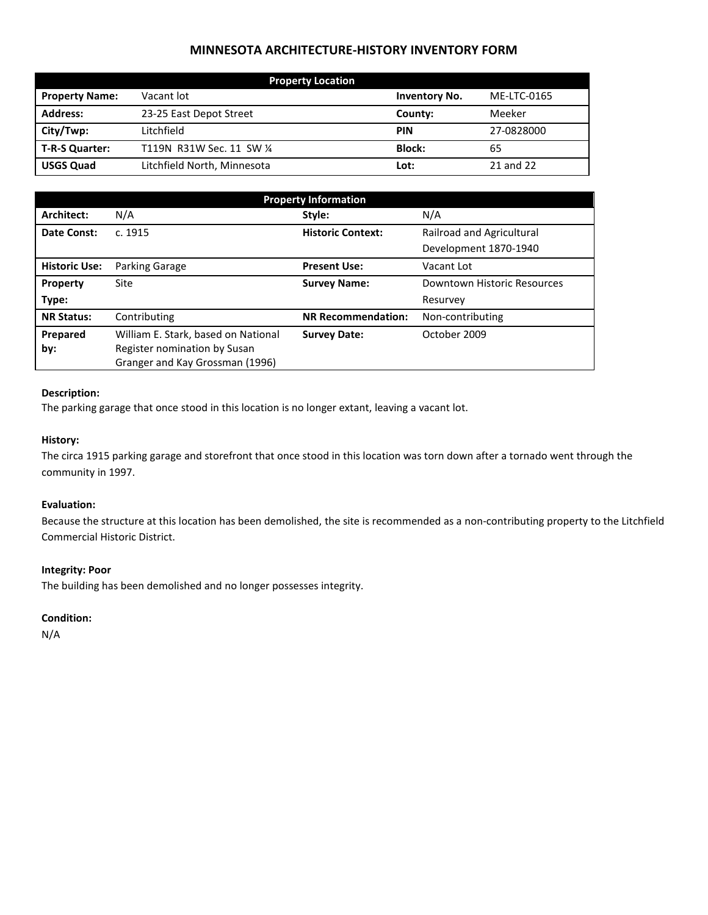# MINNESOTA ARCHITECTURE-HISTORY INVENTORY FORM

| Property Location | | | |
|---|---|---|---|
| **Property Name:** | Vacant lot | **Inventory No.** | ME-LTC-0165 |
| **Address:** | 23-25 East Depot Street | **County:** | Meeker |
| **City/Twp:** | Litchfield | **PIN** | 27-0828000 |
| **T-R-S Quarter:** | T119N R31W Sec. 11 SW ¼ | **Block:** | 65 |
| **USGS Quad** | Litchfield North, Minnesota | **Lot:** | 21 and 22 |

| Property Information | | | |
|---|---|---|---|
| **Architect:** | N/A | **Style:** | N/A |
| **Date Const:** | c. 1915 | **Historic Context:** | Railroad and Agricultural Development 1870-1940 |
| **Historic Use:** | Parking Garage | **Present Use:** | Vacant Lot |
| **Property Type:** | Site | **Survey Name:** | Downtown Historic Resources Resurvey |
| **NR Status:** | Contributing | **NR Recommendation:** | Non-contributing |
| **Prepared by:** | William E. Stark, based on National Register nomination by Susan Granger and Kay Grossman (1996) | **Survey Date:** | October 2009 |

**Description:**
The parking garage that once stood in this location is no longer extant, leaving a vacant lot.

**History:**
The circa 1915 parking garage and storefront that once stood in this location was torn down after a tornado went through the community in 1997.

**Evaluation:**
Because the structure at this location has been demolished, the site is recommended as a non-contributing property to the Litchfield Commercial Historic District.

**Integrity: Poor**
The building has been demolished and no longer possesses integrity.

**Condition:**
N/A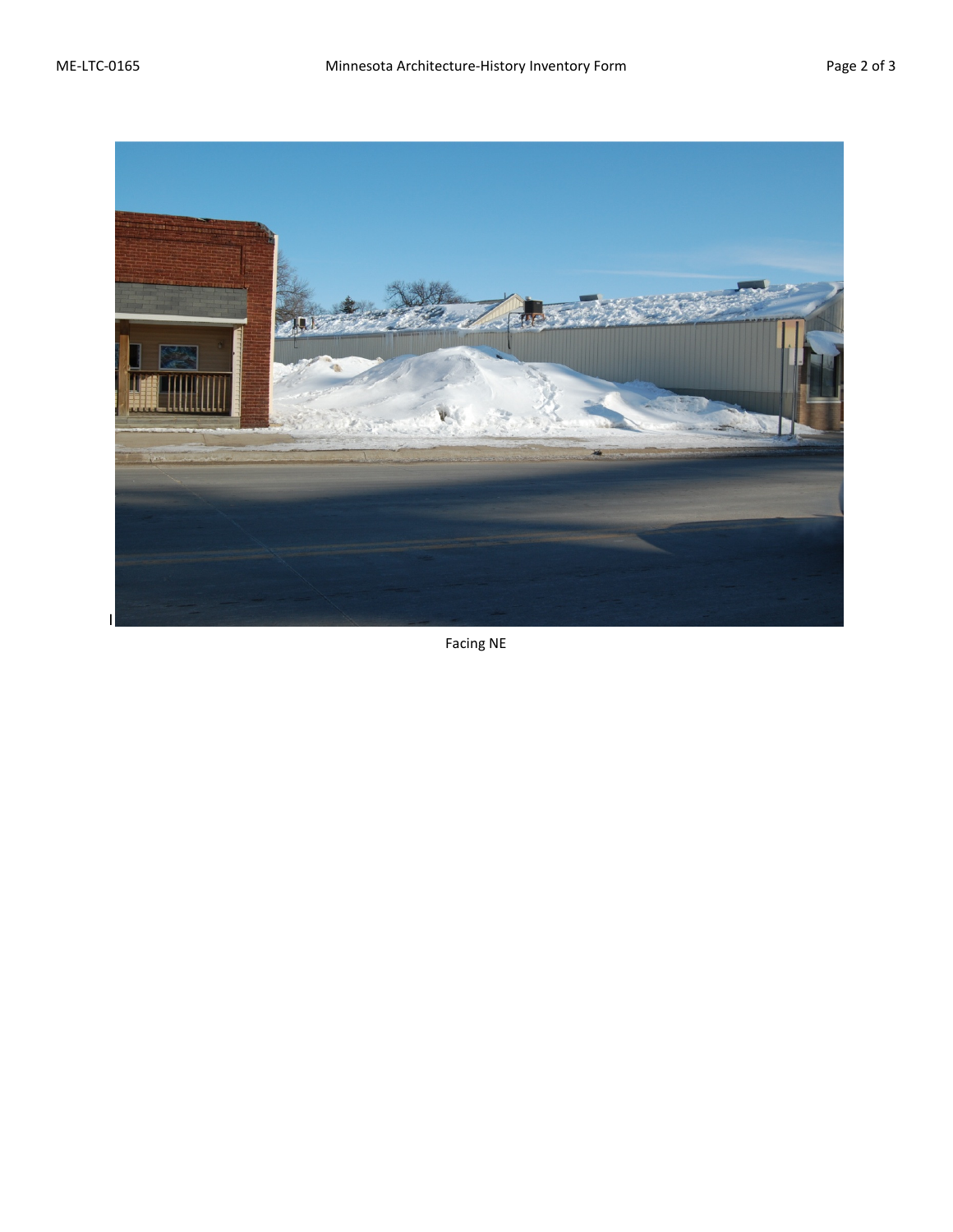Facing NE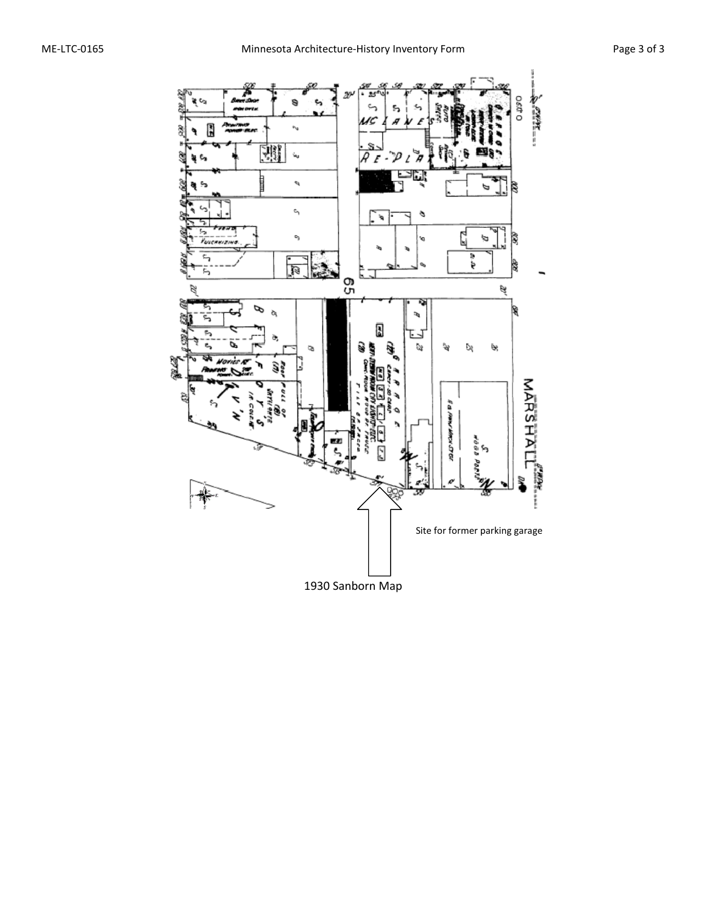Site for former parking garage

1930 Sanborn Map